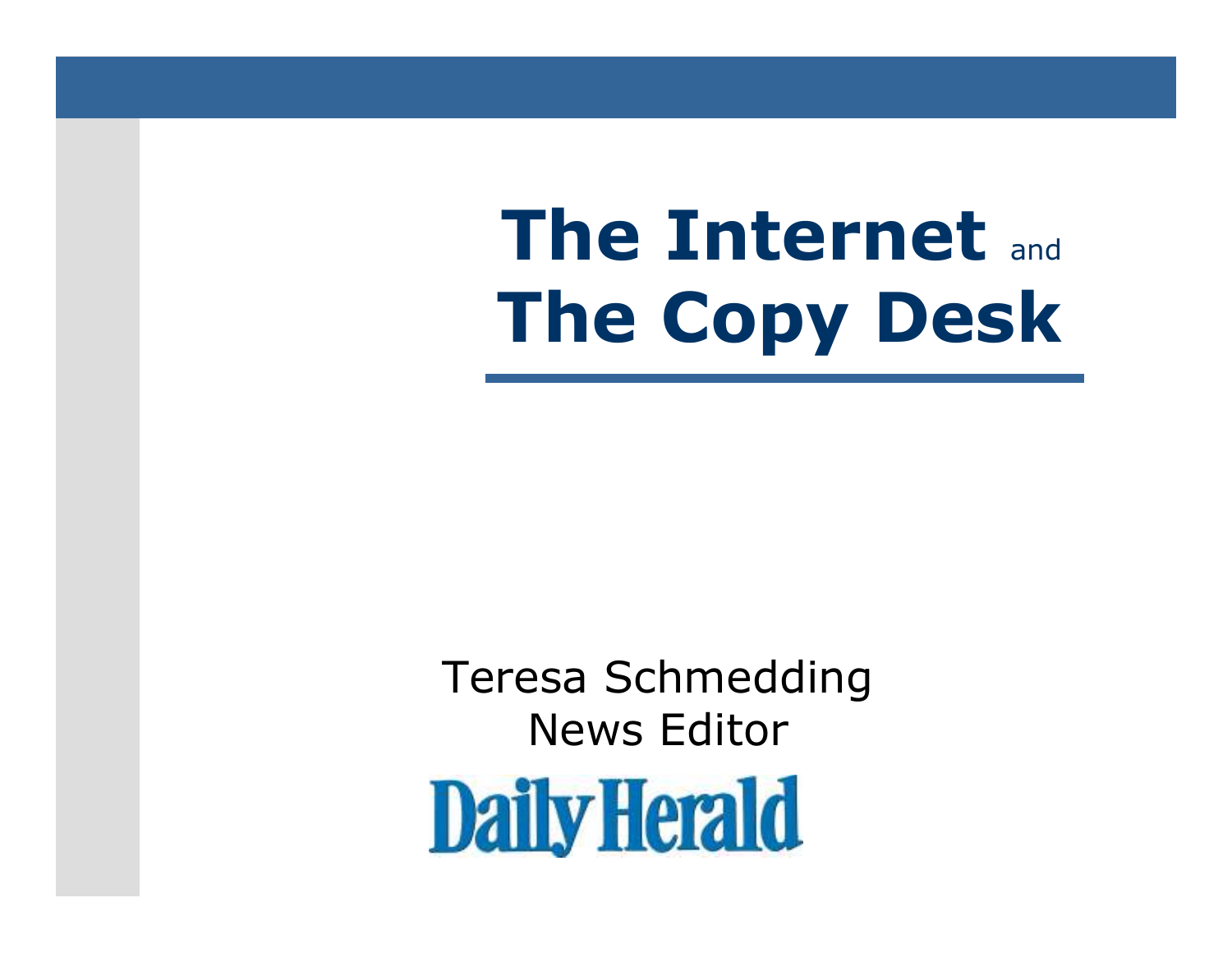# The Internet and The Copy Desk

Teresa Schmedding
News Editor
Daily Herald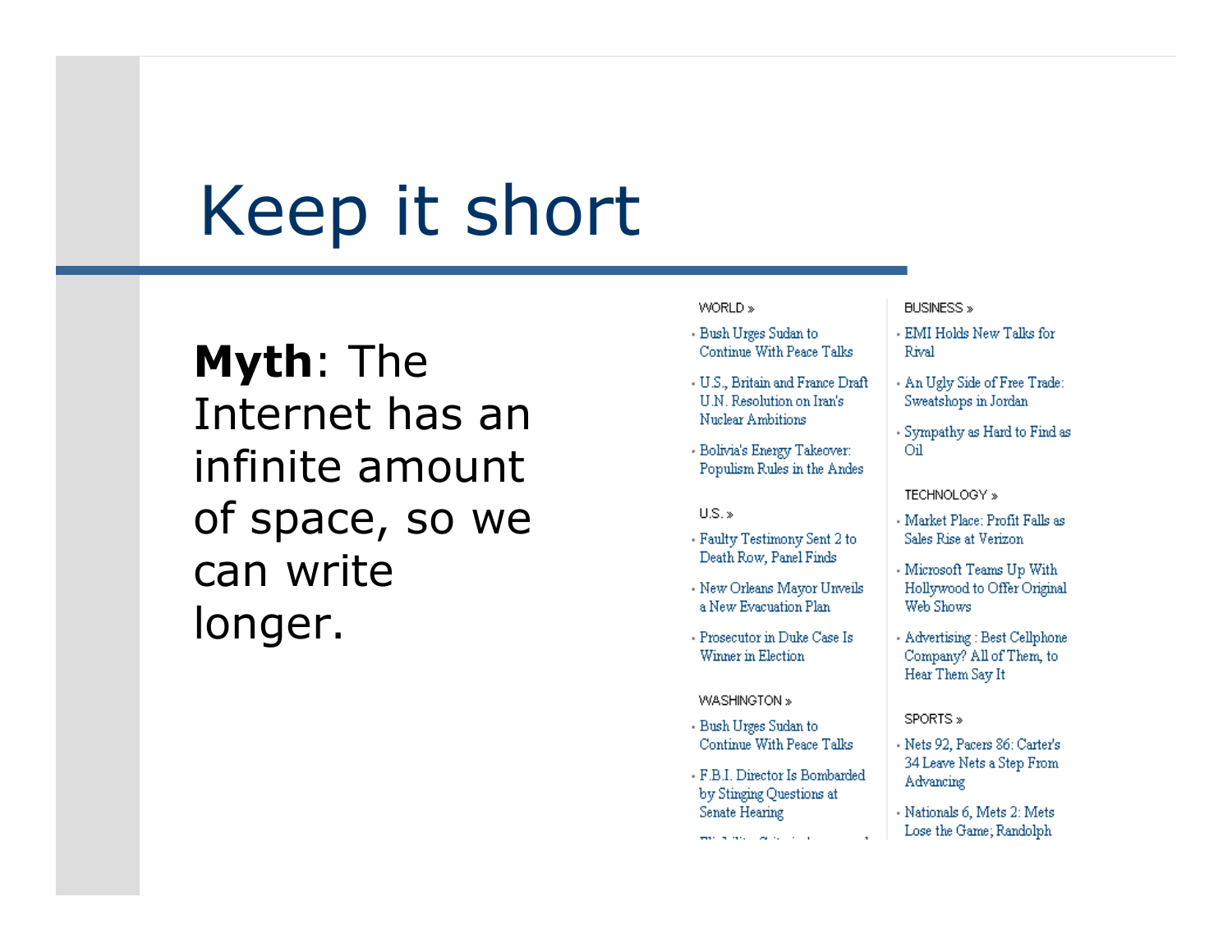# Keep it short

**Myth**: The Internet has an infinite amount of space, so we can write longer.

WORLD »

- Bush Urges Sudan to Continue With Peace Talks
- U.S., Britain and France Draft U.N. Resolution on Iran's Nuclear Ambitions
- Bolivia's Energy Takeover: Populism Rules in the Andes

U.S. »

- Faulty Testimony Sent 2 to Death Row, Panel Finds
- New Orleans Mayor Unveils a New Evacuation Plan
- Prosecutor in Duke Case Is Winner in Election

WASHINGTON »

- Bush Urges Sudan to Continue With Peace Talks
- F.B.I. Director Is Bombarded by Stinging Questions at Senate Hearing

BUSINESS »

- EMI Holds New Talks for Rival
- An Ugly Side of Free Trade: Sweatshops in Jordan
- Sympathy as Hard to Find as Oil

TECHNOLOGY »

- Market Place: Profit Falls as Sales Rise at Verizon
- Microsoft Teams Up With Hollywood to Offer Original Web Shows
- Advertising : Best Cellphone Company? All of Them, to Hear Them Say It

SPORTS »

- Nets 92, Pacers 86: Carter's 34 Leave Nets a Step From Advancing
- Nationals 6, Mets 2: Mets Lose the Game; Randolph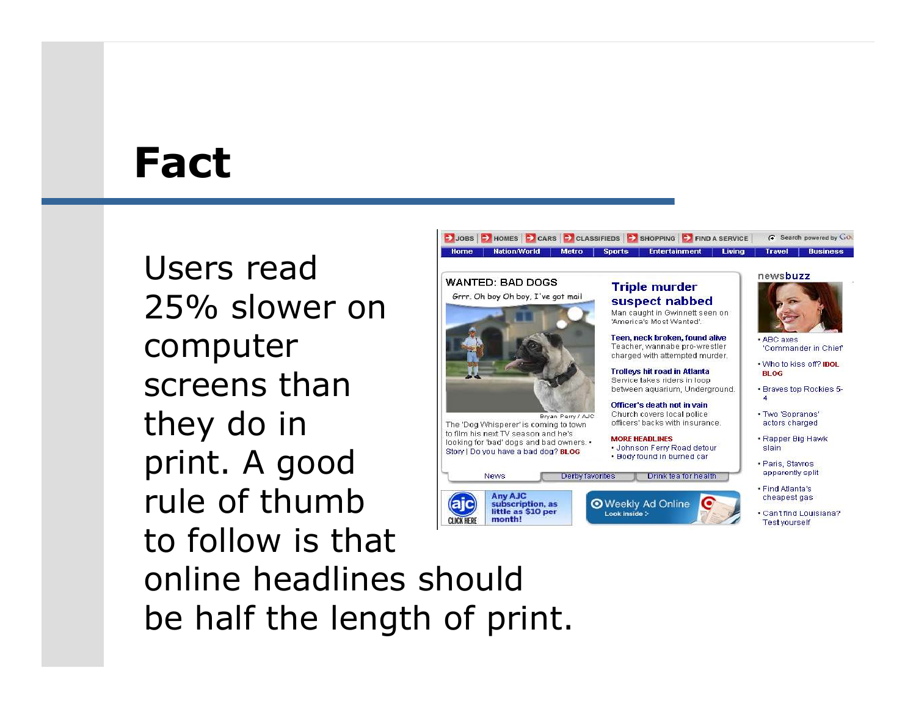# Fact

Users read 25% slower on computer screens than they do in print. A good rule of thumb to follow is that online headlines should be half the length of print.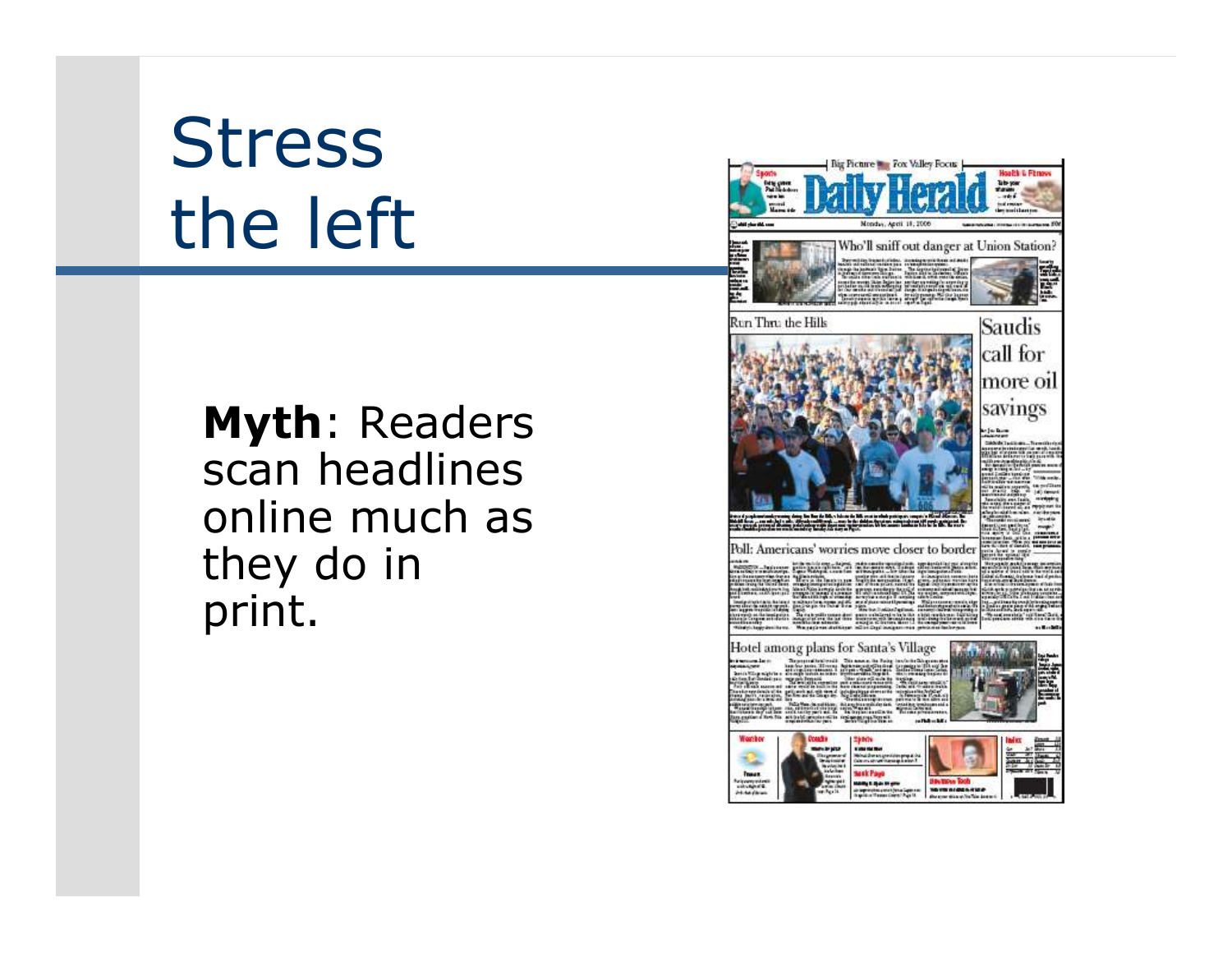# Stress the left

**Myth**: Readers scan headlines online much as they do in print.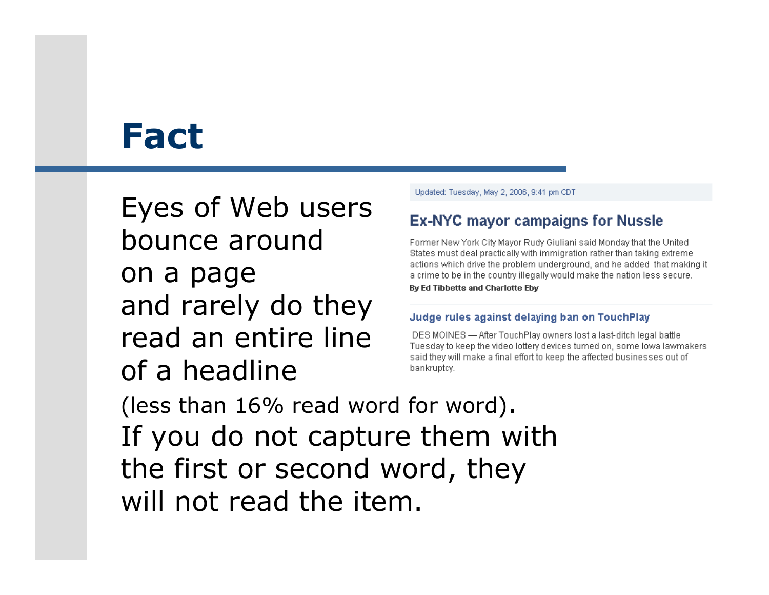# Fact

Eyes of Web users bounce around on a page and rarely do they read an entire line of a headline (less than 16% read word for word). If you do not capture them with the first or second word, they will not read the item.

Updated: Tuesday, May 2, 2006, 9:41 pm CDT

**Ex-NYC mayor campaigns for Nussle**

Former New York City Mayor Rudy Giuliani said Monday that the United States must deal practically with immigration rather than taking extreme actions which drive the problem underground, and he added that making it a crime to be in the country illegally would make the nation less secure.

**By Ed Tibbetts and Charlotte Eby**

**Judge rules against delaying ban on TouchPlay**

DES MOINES — After TouchPlay owners lost a last-ditch legal battle Tuesday to keep the video lottery devices turned on, some Iowa lawmakers said they will make a final effort to keep the affected businesses out of bankruptcy.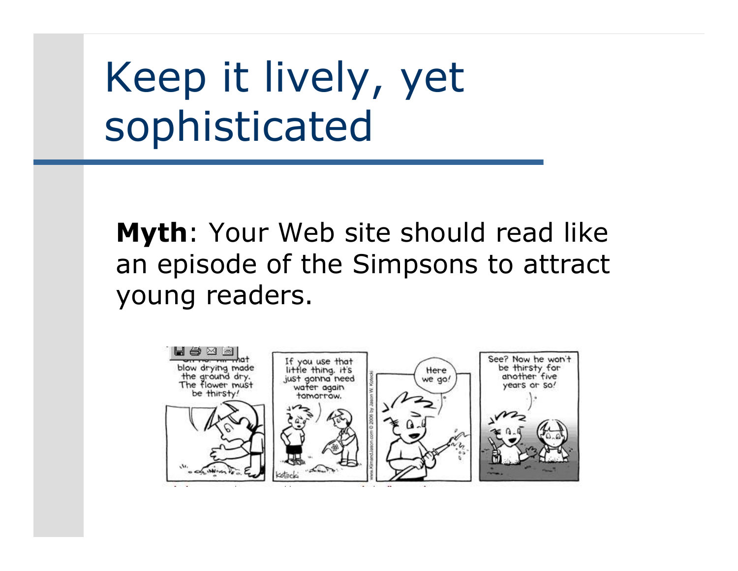# Keep it lively, yet sophisticated

**Myth**: Your Web site should read like an episode of the Simpsons to attract young readers.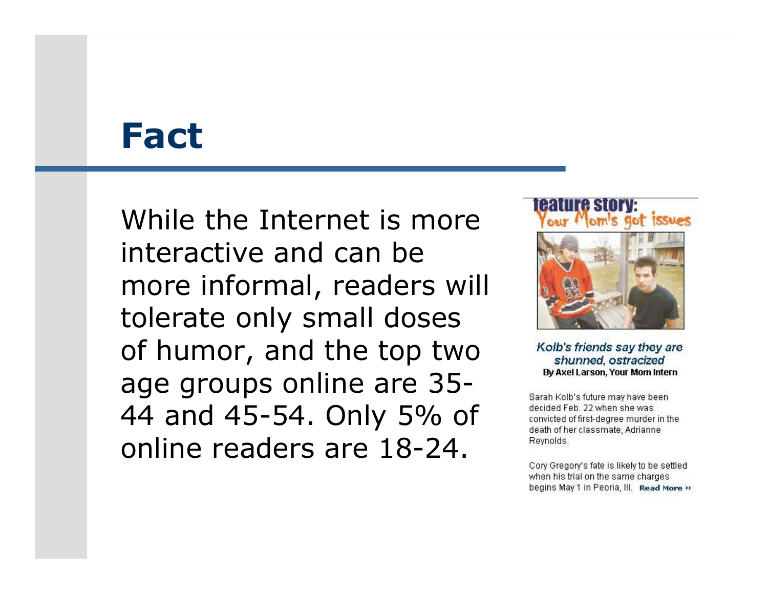# Fact

While the Internet is more interactive and can be more informal, readers will tolerate only small doses of humor, and the top two age groups online are 35-44 and 45-54. Only 5% of online readers are 18-24.

feature story:
Your Mom's got issues

*Kolb's friends say they are shunned, ostracized*
**By Axel Larson, Your Mom Intern**

Sarah Kolb's future may have been decided Feb. 22 when she was convicted of first-degree murder in the death of her classmate, Adrianne Reynolds.

Cory Gregory's fate is likely to be settled when his trial on the same charges begins May 1 in Peoria, Ill. **Read More »**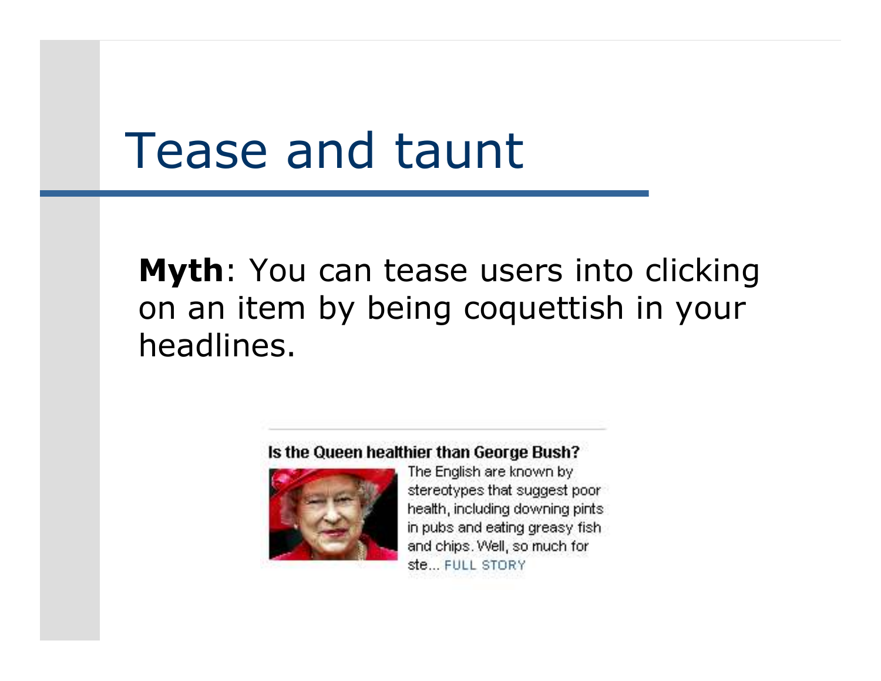# Tease and taunt

**Myth**: You can tease users into clicking on an item by being coquettish in your headlines.

**Is the Queen healthier than George Bush?**

The English are known by stereotypes that suggest poor health, including downing pints in pubs and eating greasy fish and chips. Well, so much for ste... FULL STORY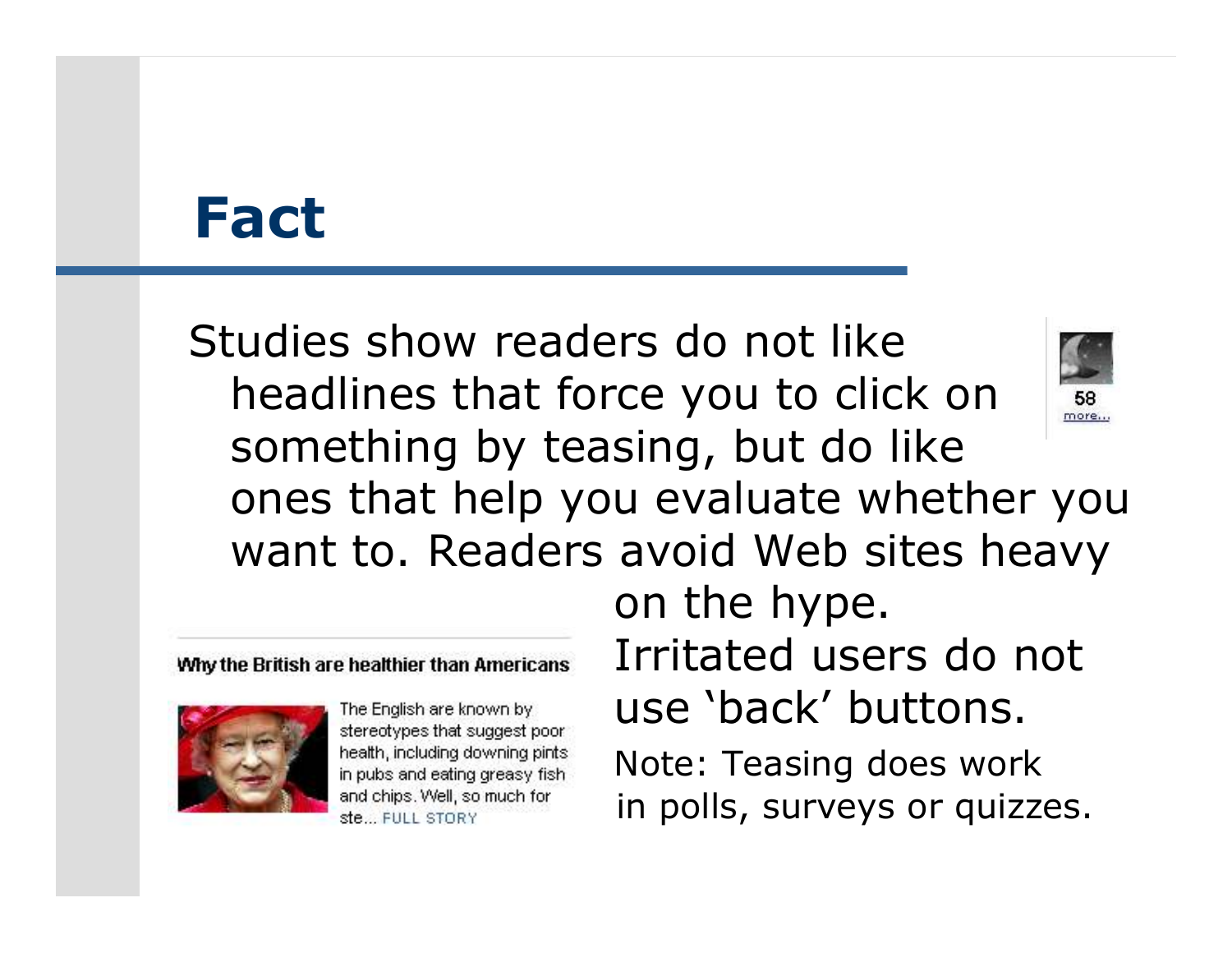# Fact

Studies show readers do not like headlines that force you to click on something by teasing, but do like ones that help you evaluate whether you want to. Readers avoid Web sites heavy on the hype.

Irritated users do not use 'back' buttons.

Note: Teasing does work in polls, surveys or quizzes.

58
more...

**Why the British are healthier than Americans**

The English are known by stereotypes that suggest poor health, including downing pints in pubs and eating greasy fish and chips. Well, so much for ste... FULL STORY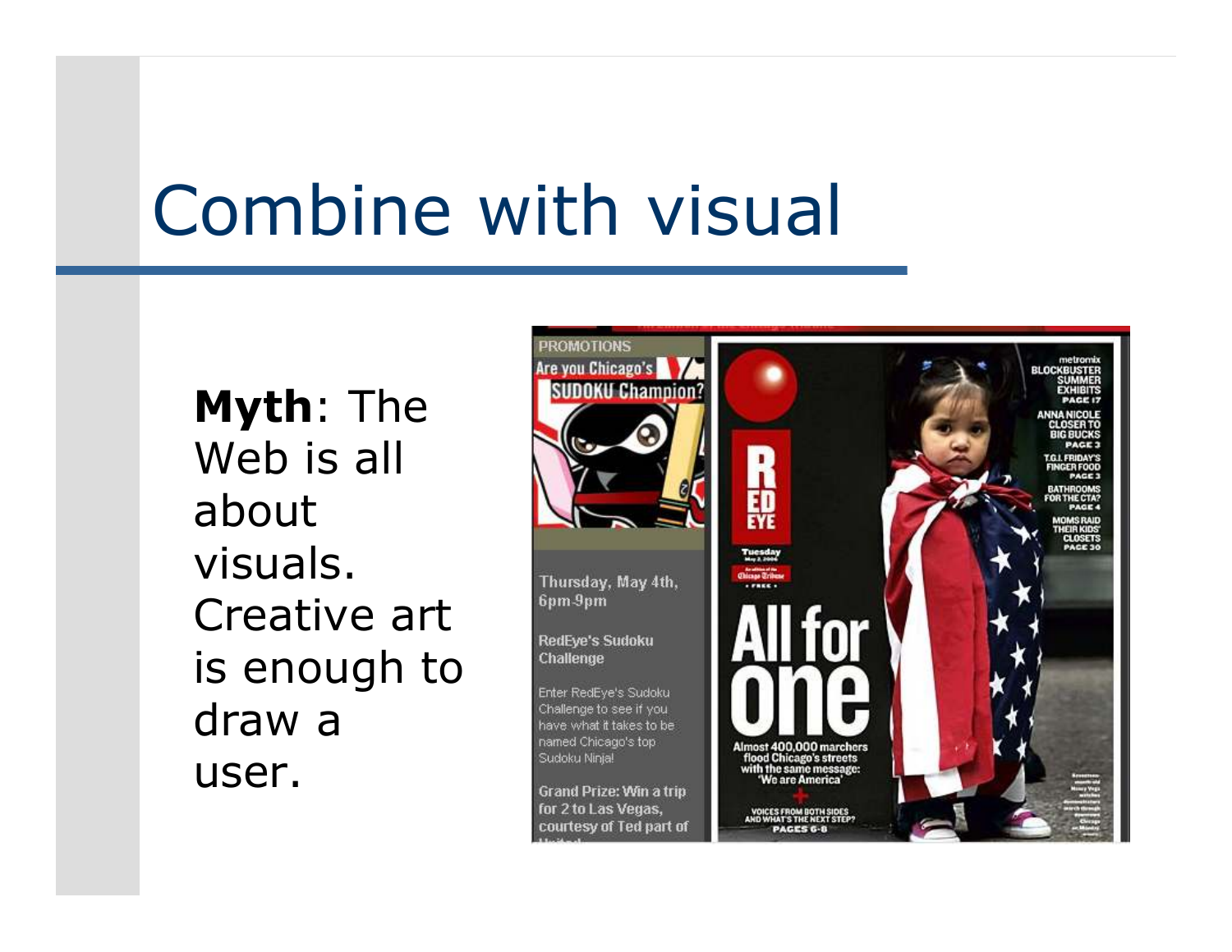# Combine with visual

**Myth**: The Web is all about visuals. Creative art is enough to draw a user.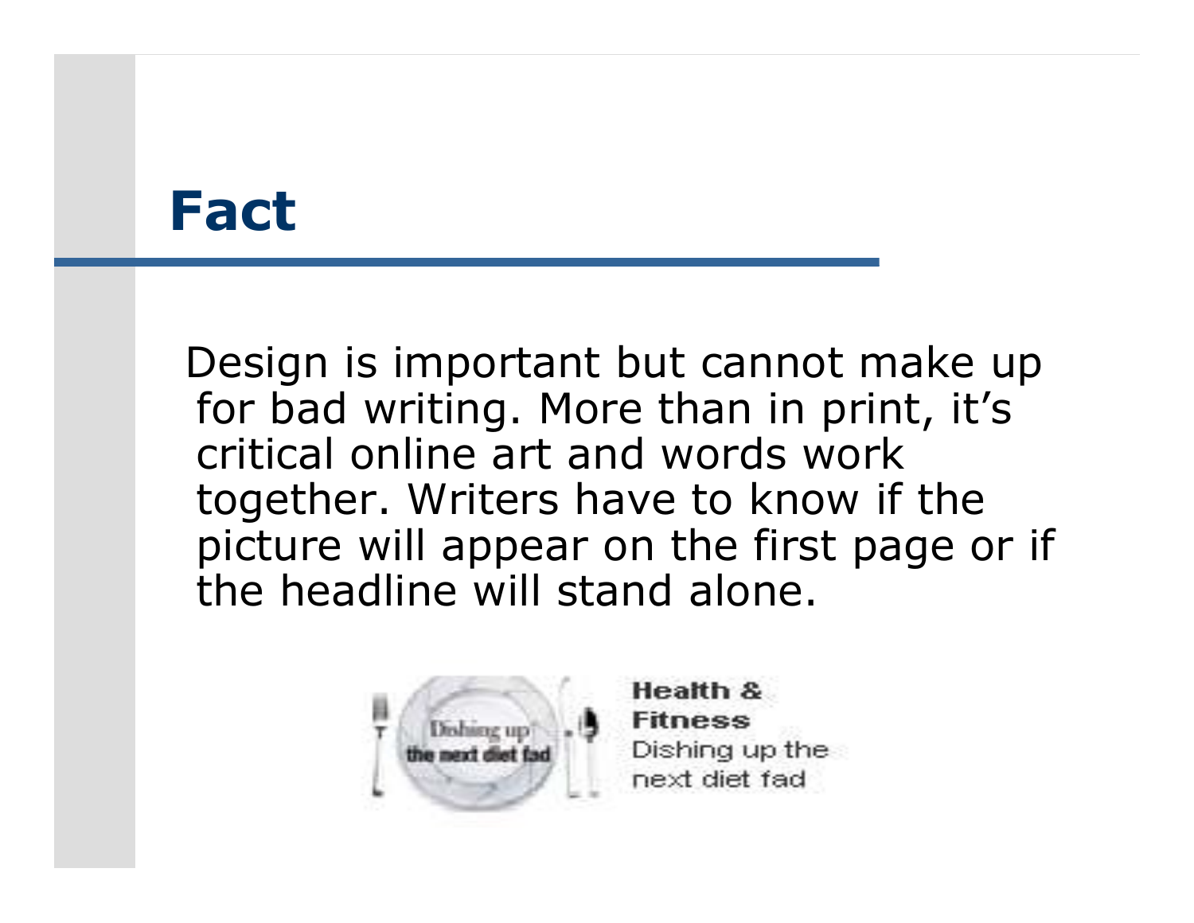# Fact

Design is important but cannot make up for bad writing. More than in print, it's critical online art and words work together. Writers have to know if the picture will appear on the first page or if the headline will stand alone.

**Health & Fitness**
Dishing up the next diet fad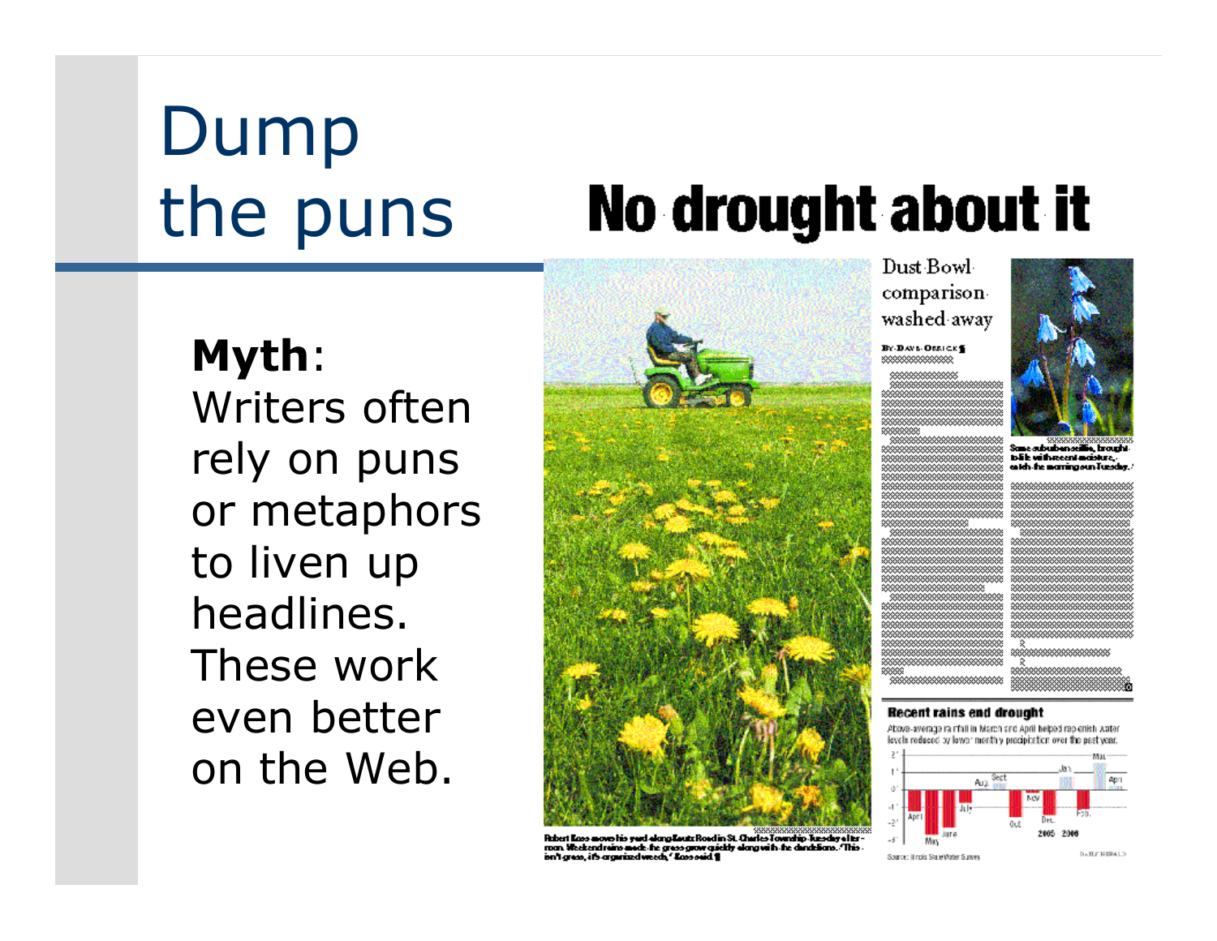# Dump the puns

**Myth**: Writers often rely on puns or metaphors to liven up headlines. These work even better on the Web.

## No drought about it

Dust Bowl comparison washed away

Robert Koss mows his yard along Koutz Road in St. Charles Township Tuesday afternoon. Weekend rains made the grass grow quickly along with the dandelions. 'This isn't grass, it's organized weeds,' Koss said.

Some suburban scillia, brought to life with recent moisture, catch the morning sun Tuesday.

**Recent rains end drought**

Above-average rainfall in March and April helped replenish water levels reduced by lower monthly precipitation over the past year.

Source: Illinois State Water Survey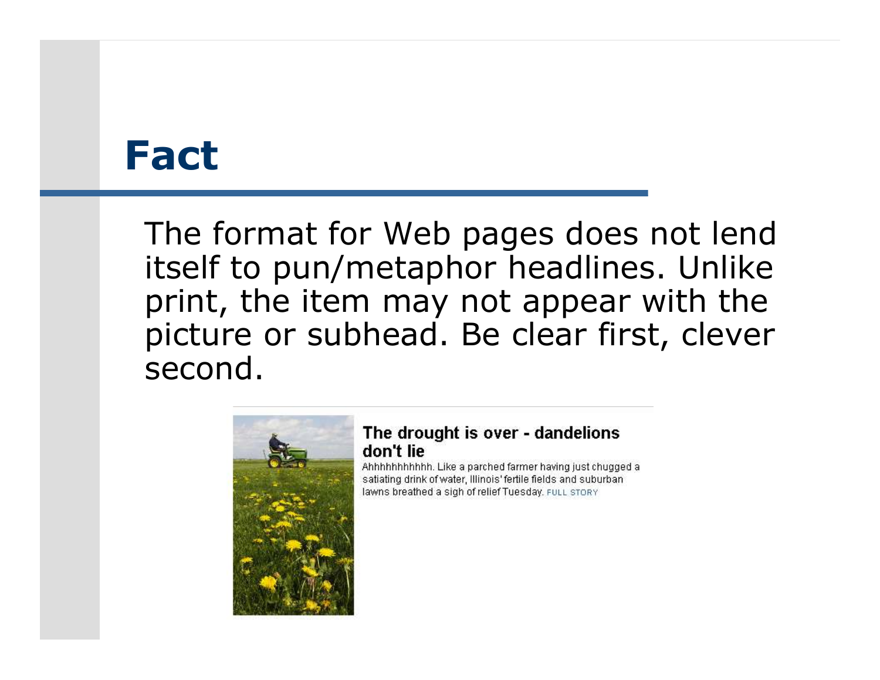# Fact

The format for Web pages does not lend itself to pun/metaphor headlines. Unlike print, the item may not appear with the picture or subhead. Be clear first, clever second.

**The drought is over - dandelions don't lie**

Ahhhhhhhhhhh. Like a parched farmer having just chugged a satiating drink of water, Illinois' fertile fields and suburban lawns breathed a sigh of relief Tuesday. FULL STORY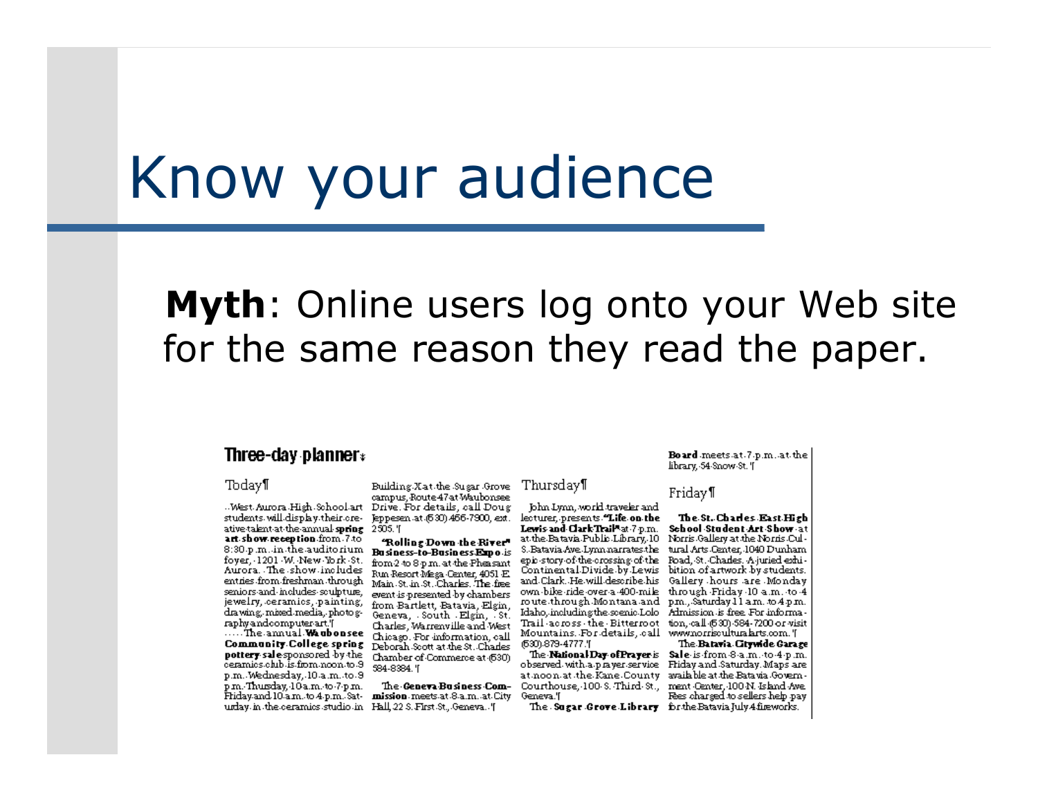# Know your audience

**Myth**: Online users log onto your Web site for the same reason they read the paper.

**Three-day planner**

Today

West Aurora High School art students will display their creative talent at the annual **spring art show reception** from 7 to 8:30 p.m. in the auditorium foyer, 1201 W. New York St. Aurora. The show includes entries from freshman through seniors and includes sculpture, jewelry, ceramics, painting, drawing, mixed media, photography and computer art.

The annual **Waubonsee Community College spring pottery sale** sponsored by the ceramics club is from noon to 9 p.m. Wednesday, 10 a.m. to 9 p.m. Thursday, 10 a.m. to 7 p.m. Friday and 10 a.m. to 4 p.m. Saturday in the ceramics studio in Building X at the Sugar Grove campus, Route 47 at Waubonsee Drive. For details, call Doug Jeppesen at (630) 466-7900, ext. 2505.

**"Rolling Down the River" Business-to-Business Expo** is from 2 to 8 p.m. at the Pheasant Run Resort Mega Center, 4051 E. Main St. in St. Charles. The free event is presented by chambers from Bartlett, Batavia, Elgin, Geneva, South Elgin, St. Charles, Warrenville and West Chicago. For information, call Deborah Scott at the St. Charles Chamber of Commerce at (630) 584-8384.

The **Geneva Business Commission** meets at 8 a.m. at City Hall, 22 S. First St., Geneva.

Thursday

John Lynn, world traveler and lecturer, presents **"Life on the Lewis and Clark Trail"** at 7 p.m. at the Batavia Public Library, 10 S. Batavia Ave. Lynn narrates the epic story of the crossing of the Continental Divide by Lewis and Clark. He will describe his own bike ride over a 400-mile route through Montana and Idaho, including the scenic Lolo Trail across the Bitterroot Mountains. For details, call (630) 879-4777.

The **National Day of Prayer** is observed with a prayer service at noon at the Kane County Courthouse, 100 S. Third St., Geneva.

The **Sugar Grove Library Board** meets at 7 p.m. at the library, 54 Snow St.

Friday

**The St. Charles East High School Student Art Show** at Norris Gallery at the Norris Cultural Arts Center, 1040 Dunham Road, St. Charles. A juried exhibition of artwork by students. Gallery hours are Monday through Friday 10 a.m. to 4 p.m., Saturday 11 a.m. to 4 p.m. Admission is free. For information, call (630) 584-7200 or visit www.norrisculturalarts.com.

The **Batavia Citywide Garage Sale** is from 8 a.m. to 4 p.m. Friday and Saturday. Maps are available at the Batavia Government Center, 100 N. Island Ave. Fees charged to sellers help pay for the Batavia July 4 fireworks.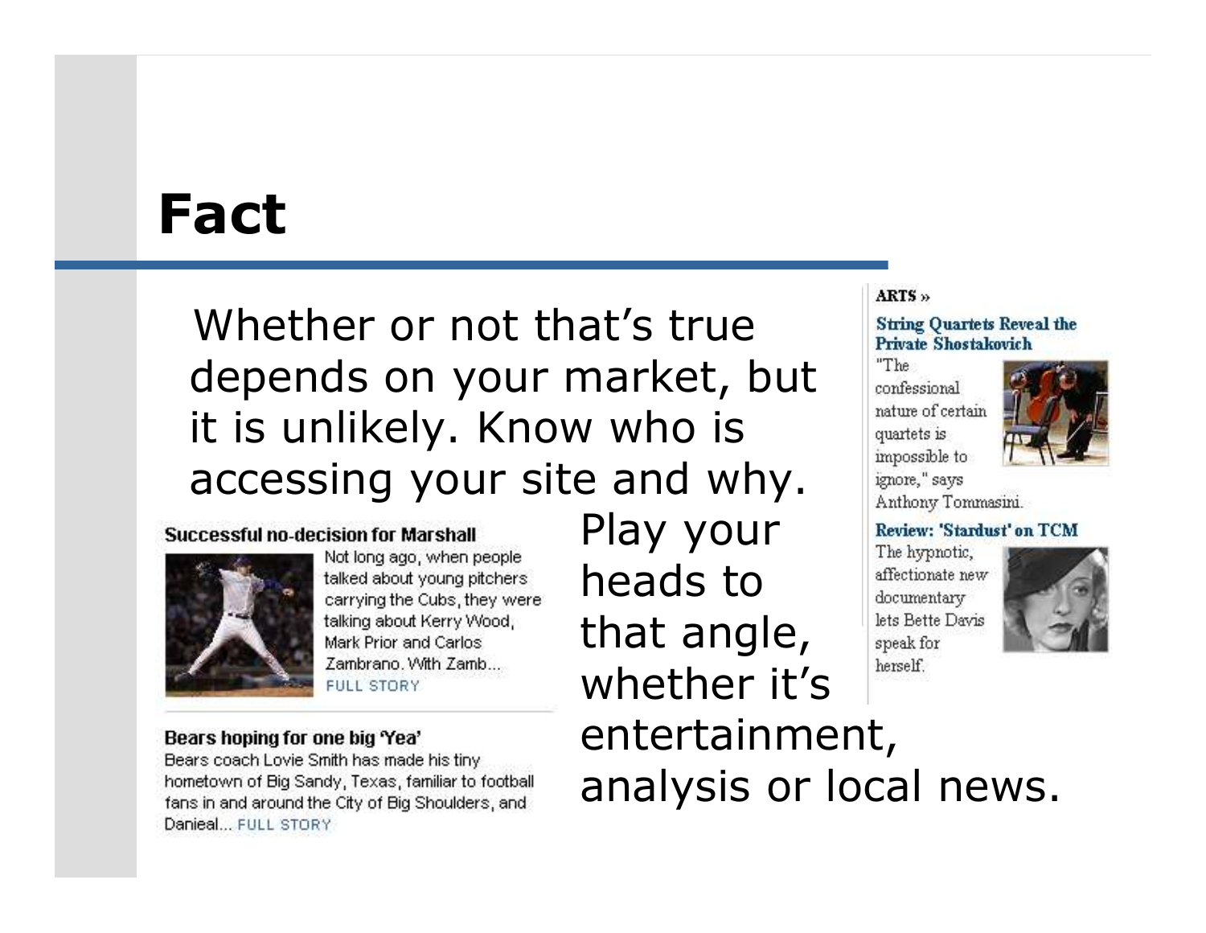# Fact

Whether or not that's true depends on your market, but it is unlikely. Know who is accessing your site and why.

**Successful no-decision for Marshall**

Not long ago, when people talked about young pitchers carrying the Cubs, they were talking about Kerry Wood, Mark Prior and Carlos Zambrano. With Zamb... FULL STORY

**Bears hoping for one big 'Yea'**

Bears coach Lovie Smith has made his tiny hometown of Big Sandy, Texas, familiar to football fans in and around the City of Big Shoulders, and Danieal... FULL STORY

Play your heads to that angle, whether it's entertainment, analysis or local news.

**ARTS »**

**String Quartets Reveal the Private Shostakovich**

"The confessional nature of certain quartets is impossible to ignore," says Anthony Tommasini.

**Review: 'Stardust' on TCM**

The hypnotic, affectionate new documentary lets Bette Davis speak for herself.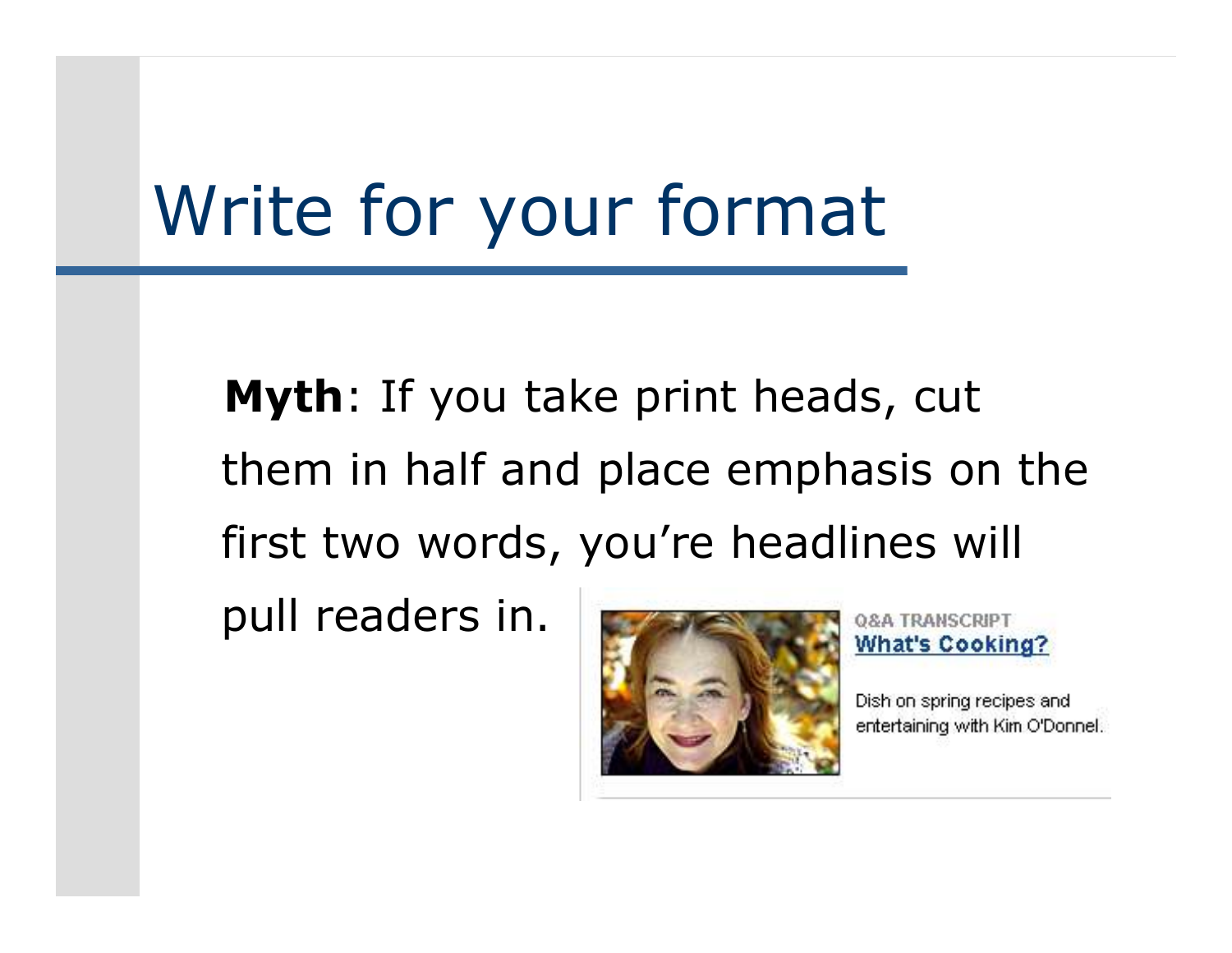# Write for your format

**Myth**: If you take print heads, cut them in half and place emphasis on the first two words, you're headlines will pull readers in.

Q&A TRANSCRIPT
What's Cooking?

Dish on spring recipes and entertaining with Kim O'Donnel.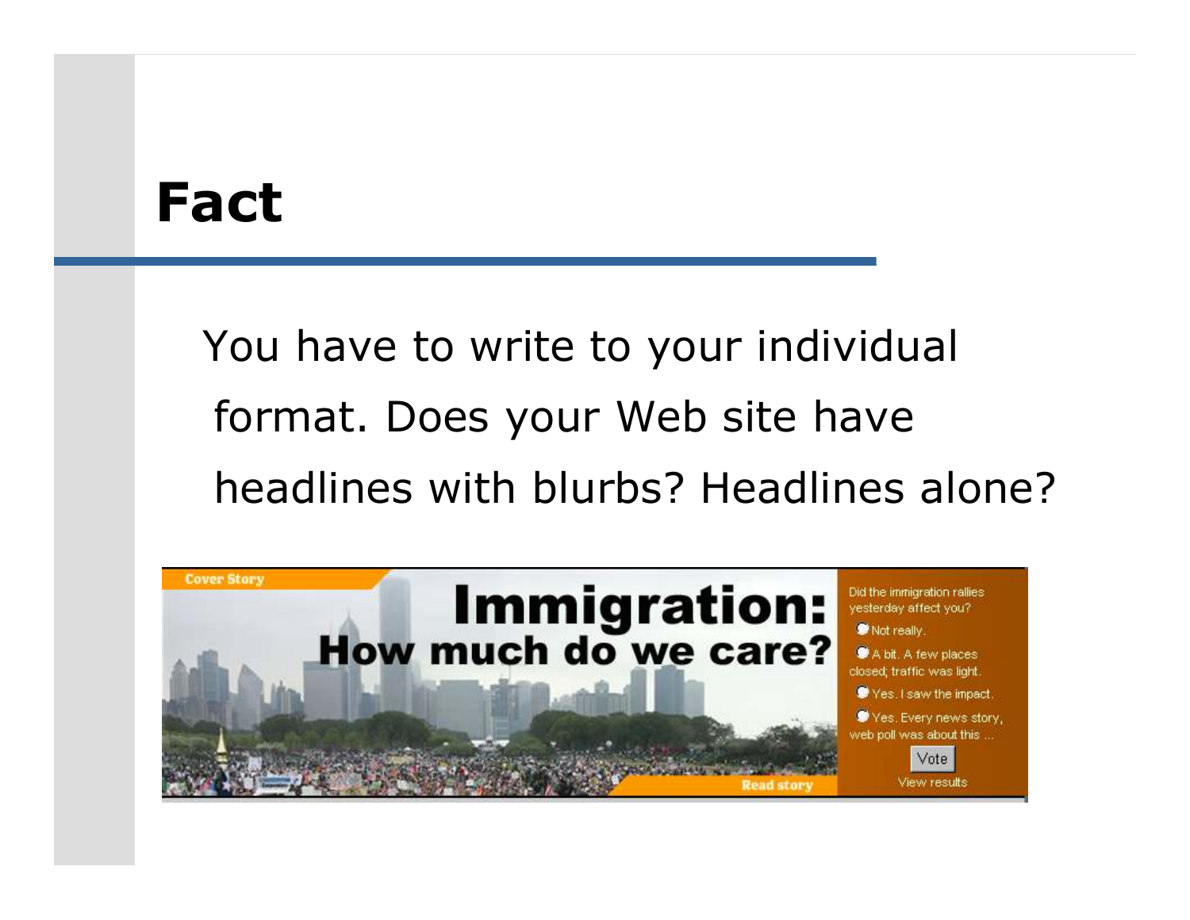# Fact

You have to write to your individual format. Does your Web site have headlines with blurbs? Headlines alone?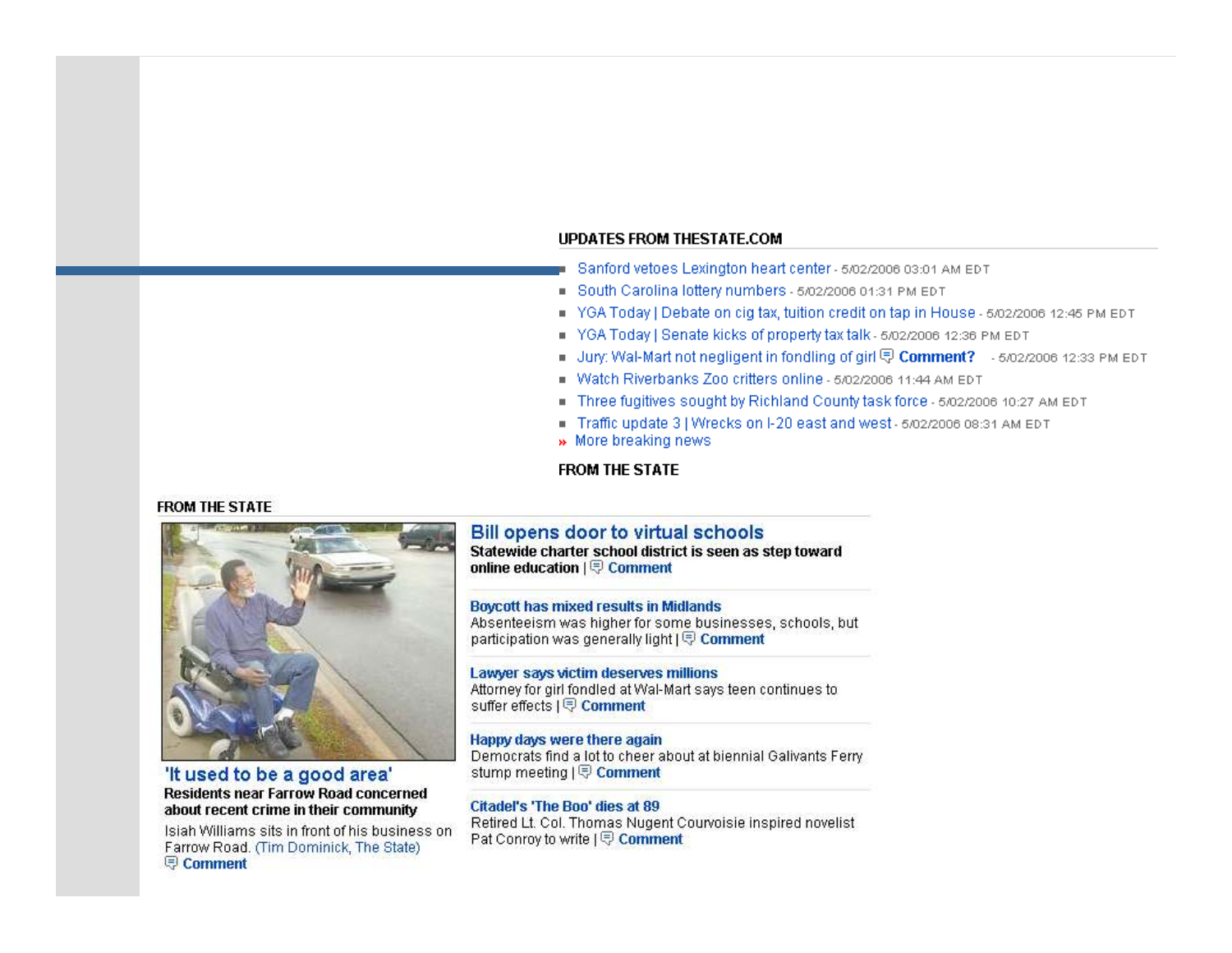## UPDATES FROM THESTATE.COM

- Sanford vetoes Lexington heart center - 5/02/2006 03:01 AM EDT
- South Carolina lottery numbers - 5/02/2006 01:31 PM EDT
- YGA Today | Debate on cig tax, tuition credit on tap in House - 5/02/2006 12:45 PM EDT
- YGA Today | Senate kicks of property tax talk - 5/02/2006 12:36 PM EDT
- Jury: Wal-Mart not negligent in fondling of girl **Comment?** - 5/02/2006 12:33 PM EDT
- Watch Riverbanks Zoo critters online - 5/02/2006 11:44 AM EDT
- Three fugitives sought by Richland County task force - 5/02/2006 10:27 AM EDT
- Traffic update 3 | Wrecks on I-20 east and west - 5/02/2006 08:31 AM EDT

» More breaking news

## FROM THE STATE

## FROM THE STATE

### 'It used to be a good area'

**Residents near Farrow Road concerned about recent crime in their community**

Isiah Williams sits in front of his business on Farrow Road. (Tim Dominick, The State)

**Comment**

### Bill opens door to virtual schools

**Statewide charter school district is seen as step toward online education** | **Comment**

**Boycott has mixed results in Midlands**

Absenteeism was higher for some businesses, schools, but participation was generally light | **Comment**

**Lawyer says victim deserves millions**

Attorney for girl fondled at Wal-Mart says teen continues to suffer effects | **Comment**

**Happy days were there again**

Democrats find a lot to cheer about at biennial Galivants Ferry stump meeting | **Comment**

**Citadel's 'The Boo' dies at 89**

Retired Lt. Col. Thomas Nugent Courvoisie inspired novelist Pat Conroy to write | **Comment**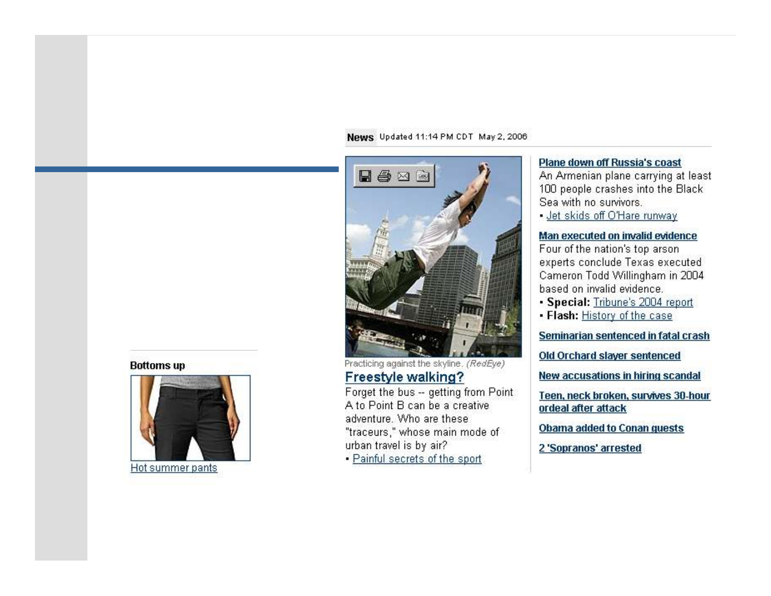**Bottoms up**

Hot summer pants

**News** Updated 11:14 PM CDT May 2, 2006

Practicing against the skyline. *(RedEye)*

## Freestyle walking?

Forget the bus -- getting from Point A to Point B can be a creative adventure. Who are these "traceurs," whose main mode of urban travel is by air?

- Painful secrets of the sport

**Plane down off Russia's coast**

An Armenian plane carrying at least 100 people crashes into the Black Sea with no survivors.

- Jet skids off O'Hare runway

**Man executed on invalid evidence**

Four of the nation's top arson experts conclude Texas executed Cameron Todd Willingham in 2004 based on invalid evidence.

- **Special:** Tribune's 2004 report
- **Flash:** History of the case

**Seminarian sentenced in fatal crash**

**Old Orchard slayer sentenced**

**New accusations in hiring scandal**

**Teen, neck broken, survives 30-hour ordeal after attack**

**Obama added to Conan guests**

**2 'Sopranos' arrested**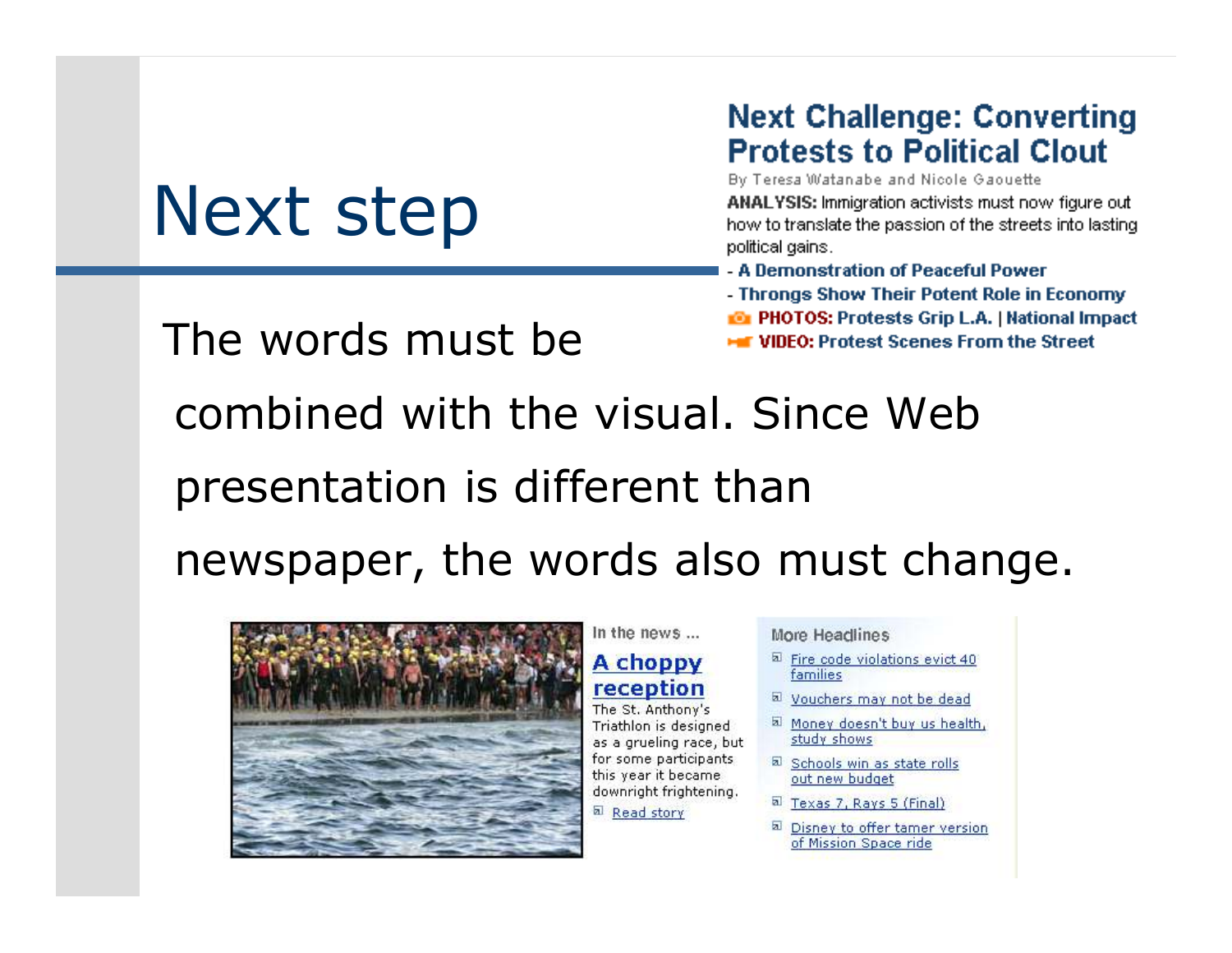# Next step

The words must be combined with the visual. Since Web presentation is different than newspaper, the words also must change.

**Next Challenge: Converting Protests to Political Clout**

By Teresa Watanabe and Nicole Gaouette

**ANALYSIS:** Immigration activists must now figure out how to translate the passion of the streets into lasting political gains.

- A Demonstration of Peaceful Power
- Throngs Show Their Potent Role in Economy

**PHOTOS:** Protests Grip L.A. | National Impact

**VIDEO:** Protest Scenes From the Street

In the news ...

**A choppy reception**

The St. Anthony's Triathlon is designed as a grueling race, but for some participants this year it became downright frightening.

Read story

More Headlines

- Fire code violations evict 40 families
- Vouchers may not be dead
- Money doesn't buy us health, study shows
- Schools win as state rolls out new budget
- Texas 7, Rays 5 (Final)
- Disney to offer tamer version of Mission Space ride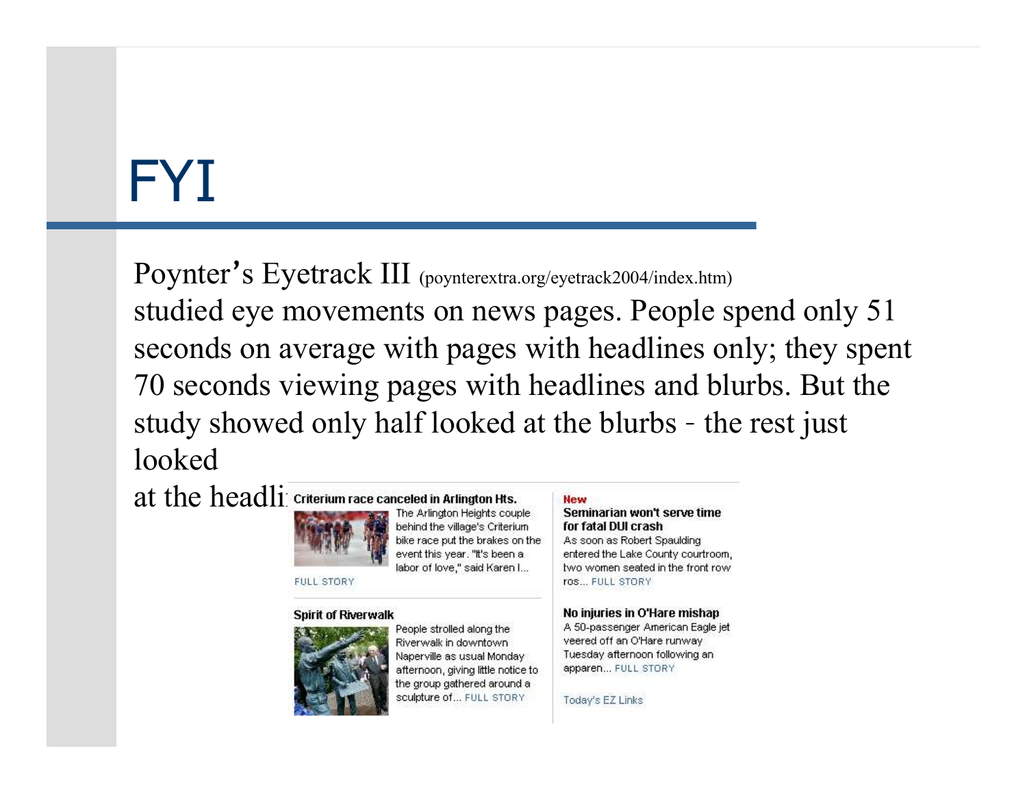# FYI

Poynter's Eyetrack III (poynterextra.org/eyetrack2004/index.htm) studied eye movements on news pages. People spend only 51 seconds on average with pages with headlines only; they spent 70 seconds viewing pages with headlines and blurbs. But the study showed only half looked at the blurbs - the rest just looked

at the headli

**Criterium race canceled in Arlington Hts.**

The Arlington Heights couple behind the village's Criterium bike race put the brakes on the event this year. "It's been a labor of love," said Karen I...

FULL STORY

**Spirit of Riverwalk**

People strolled along the Riverwalk in downtown Naperville as usual Monday afternoon, giving little notice to the group gathered around a sculpture of... FULL STORY

New

**Seminarian won't serve time for fatal DUI crash**

As soon as Robert Spaulding entered the Lake County courtroom, two women seated in the front row ros... FULL STORY

**No injuries in O'Hare mishap**

A 50-passenger American Eagle jet veered off an O'Hare runway Tuesday afternoon following an apparen... FULL STORY

Today's EZ Links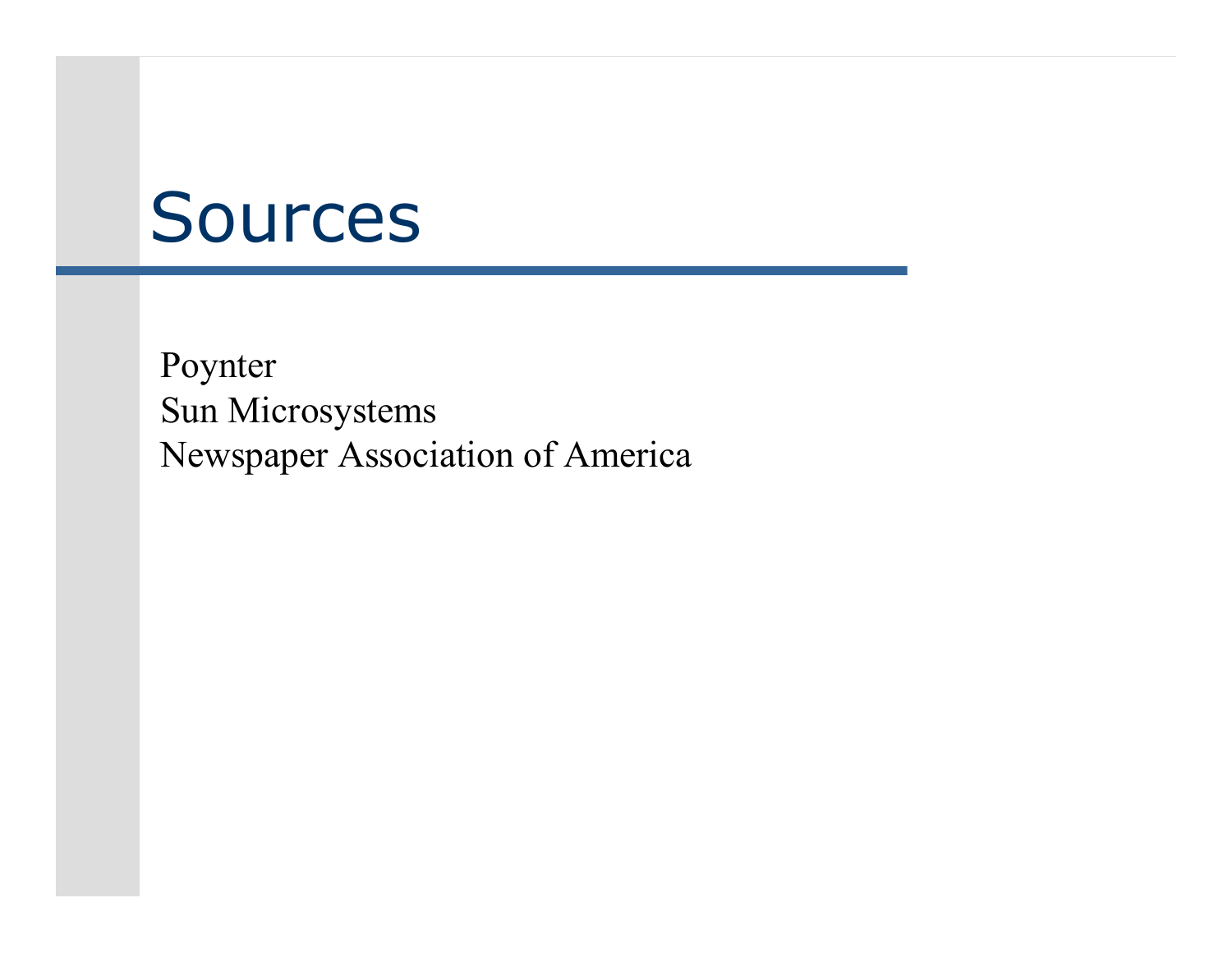# Sources

Poynter
Sun Microsystems
Newspaper Association of America